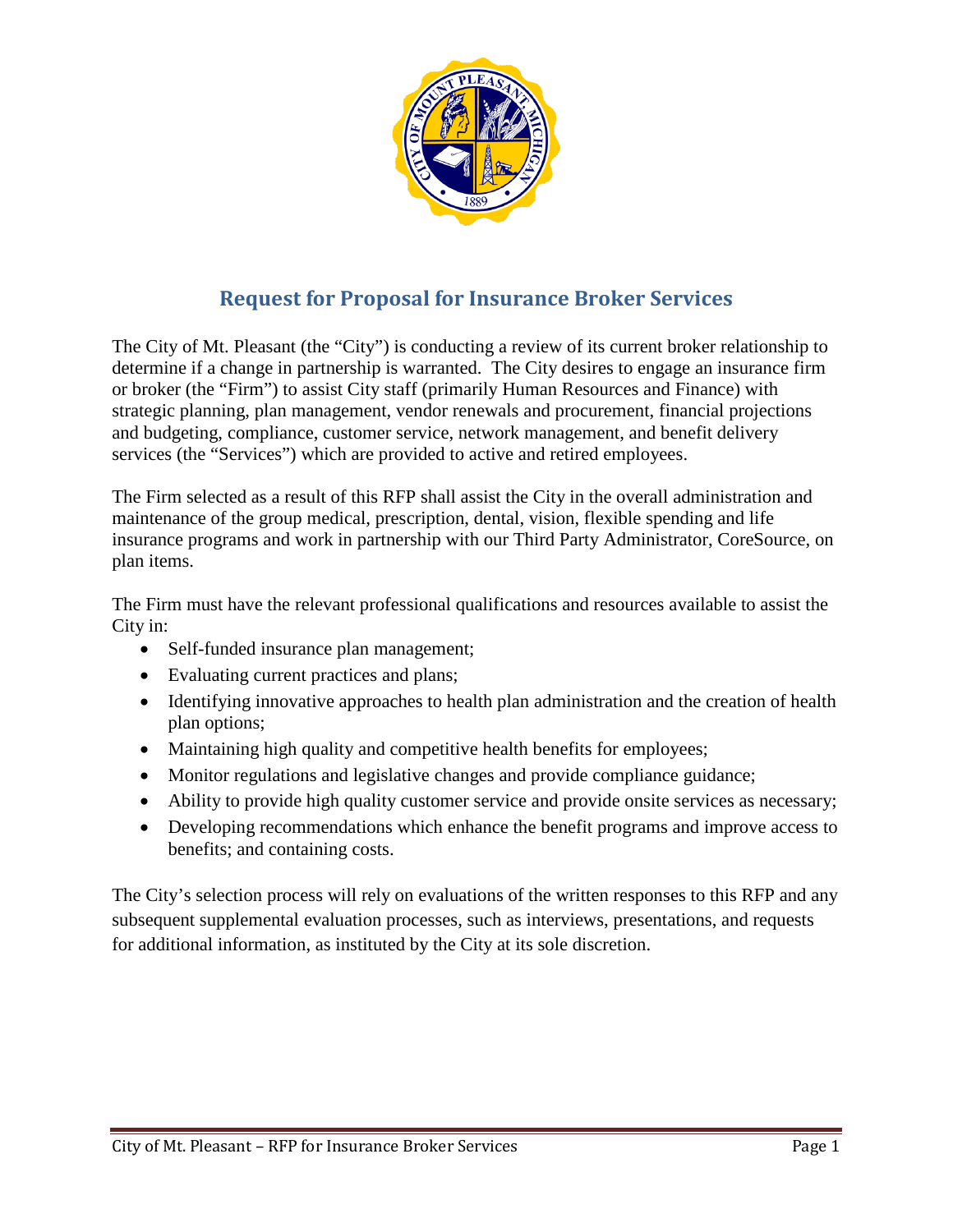# Request for Proposal for Insurance Broker Services

The City of Mt. Pleasant (the "City") is conducting a review of its current broker relationship to determine if a change in partnership is warranted. The City desires to engage an insurance firm or broker (the "Firm") to assist City staff (primarily Human Resources and Finance) with strategic planning, plan management, vendor renewals and procurement, financial projections and budgeting, compliance, customer service, network management, and benefit delivery services (the "Services") which are provided to active and retired employees.

The Firm selected as a result of this RFP shall assist the City in the overall administration and maintenance of the group medical, prescription, dental, vision, flexible spending and life insurance programs and work in partnership with our Third Party Administrator, CoreSource, on plan items.

The Firm must have the relevant professional qualifications and resources available to assist the City in:

- Self-funded insurance plan management;
- Evaluating current practices and plans;
- Identifying innovative approaches to health plan administration and the creation of health plan options;
- Maintaining high quality and competitive health benefits for employees;
- Monitor regulations and legislative changes and provide compliance guidance;
- Ability to provide high quality customer service and provide onsite services as necessary;
- Developing recommendations which enhance the benefit programs and improve access to benefits; and containing costs.

The City's selection process will rely on evaluations of the written responses to this RFP and any subsequent supplemental evaluation processes, such as interviews, presentations, and requests for additional information, as instituted by the City at its sole discretion.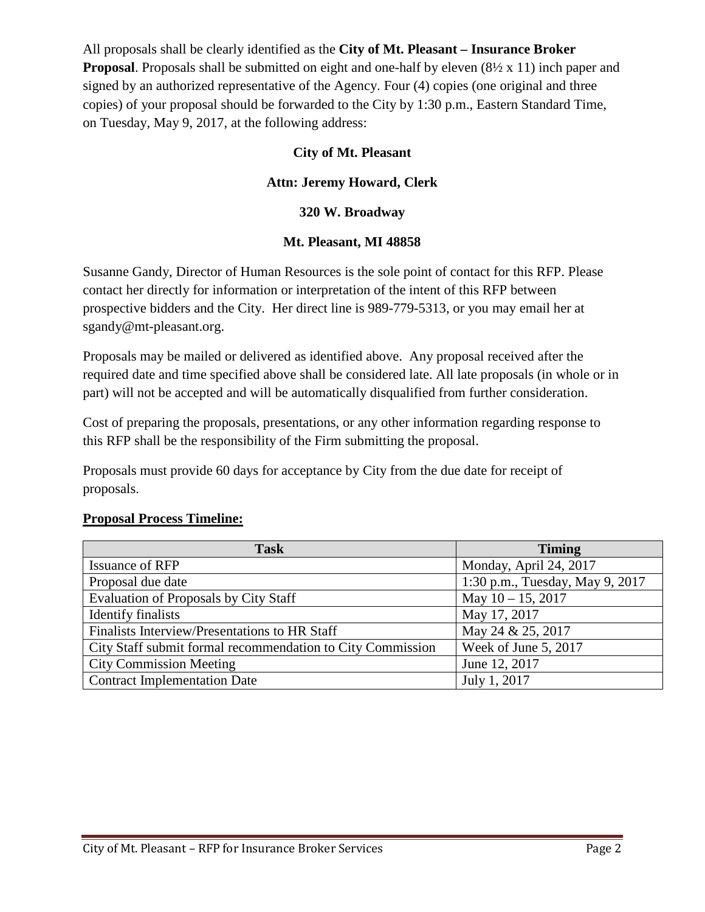All proposals shall be clearly identified as the **City of Mt. Pleasant – Insurance Broker Proposal**. Proposals shall be submitted on eight and one-half by eleven (8½ x 11) inch paper and signed by an authorized representative of the Agency. Four (4) copies (one original and three copies) of your proposal should be forwarded to the City by 1:30 p.m., Eastern Standard Time, on Tuesday, May 9, 2017, at the following address:

**City of Mt. Pleasant**

**Attn: Jeremy Howard, Clerk**

**320 W. Broadway**

**Mt. Pleasant, MI 48858**

Susanne Gandy, Director of Human Resources is the sole point of contact for this RFP. Please contact her directly for information or interpretation of the intent of this RFP between prospective bidders and the City. Her direct line is 989-779-5313, or you may email her at sgandy@mt-pleasant.org.

Proposals may be mailed or delivered as identified above. Any proposal received after the required date and time specified above shall be considered late. All late proposals (in whole or in part) will not be accepted and will be automatically disqualified from further consideration.

Cost of preparing the proposals, presentations, or any other information regarding response to this RFP shall be the responsibility of the Firm submitting the proposal.

Proposals must provide 60 days for acceptance by City from the due date for receipt of proposals.

**Proposal Process Timeline:**

| Task | Timing |
|---|---|
| Issuance of RFP | Monday, April 24, 2017 |
| Proposal due date | 1:30 p.m., Tuesday, May 9, 2017 |
| Evaluation of Proposals by City Staff | May 10 – 15, 2017 |
| Identify finalists | May 17, 2017 |
| Finalists Interview/Presentations to HR Staff | May 24 & 25, 2017 |
| City Staff submit formal recommendation to City Commission | Week of June 5, 2017 |
| City Commission Meeting | June 12, 2017 |
| Contract Implementation Date | July 1, 2017 |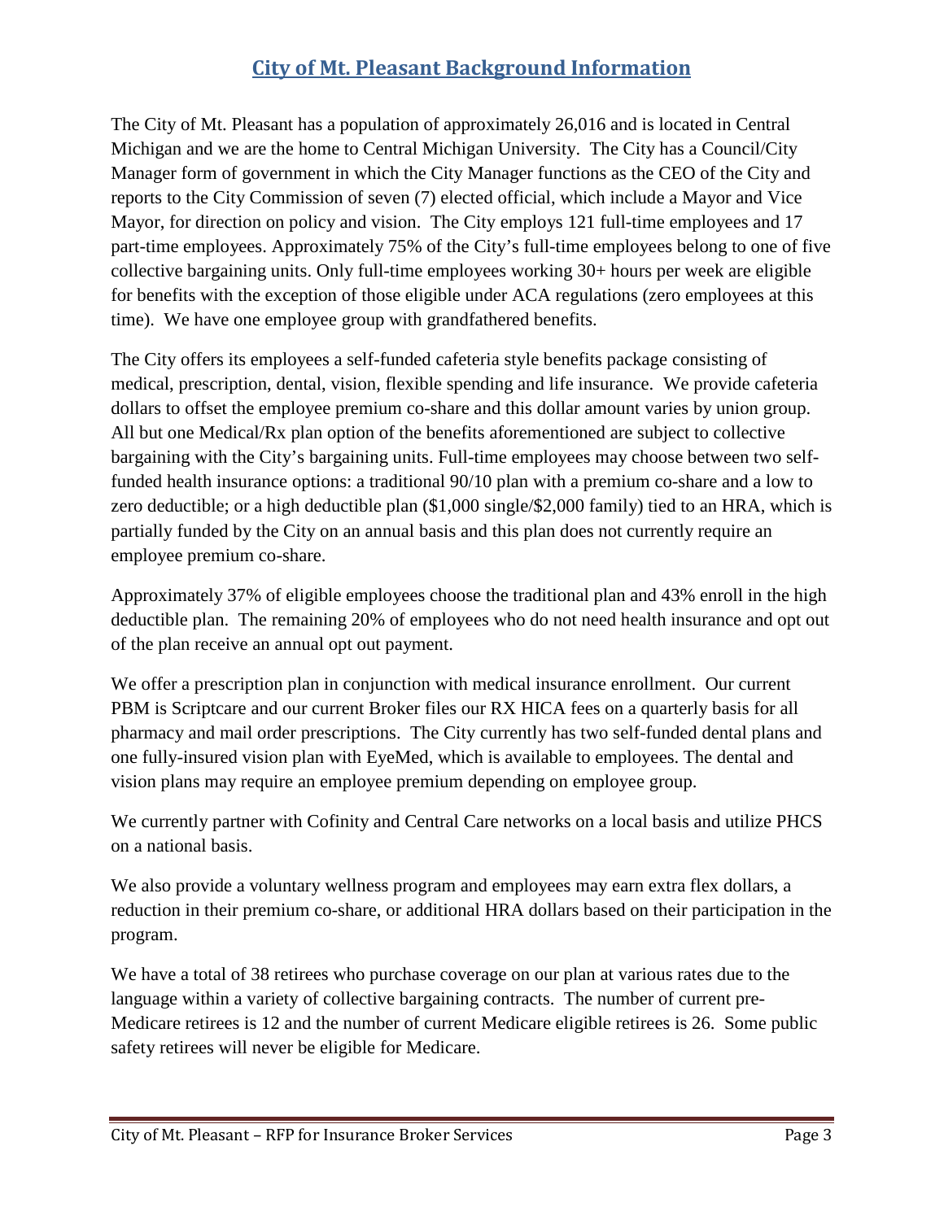# City of Mt. Pleasant Background Information

The City of Mt. Pleasant has a population of approximately 26,016 and is located in Central Michigan and we are the home to Central Michigan University. The City has a Council/City Manager form of government in which the City Manager functions as the CEO of the City and reports to the City Commission of seven (7) elected official, which include a Mayor and Vice Mayor, for direction on policy and vision. The City employs 121 full-time employees and 17 part-time employees. Approximately 75% of the City's full-time employees belong to one of five collective bargaining units. Only full-time employees working 30+ hours per week are eligible for benefits with the exception of those eligible under ACA regulations (zero employees at this time). We have one employee group with grandfathered benefits.

The City offers its employees a self-funded cafeteria style benefits package consisting of medical, prescription, dental, vision, flexible spending and life insurance. We provide cafeteria dollars to offset the employee premium co-share and this dollar amount varies by union group. All but one Medical/Rx plan option of the benefits aforementioned are subject to collective bargaining with the City's bargaining units. Full-time employees may choose between two self-funded health insurance options: a traditional 90/10 plan with a premium co-share and a low to zero deductible; or a high deductible plan ($1,000 single/$2,000 family) tied to an HRA, which is partially funded by the City on an annual basis and this plan does not currently require an employee premium co-share.

Approximately 37% of eligible employees choose the traditional plan and 43% enroll in the high deductible plan. The remaining 20% of employees who do not need health insurance and opt out of the plan receive an annual opt out payment.

We offer a prescription plan in conjunction with medical insurance enrollment. Our current PBM is Scriptcare and our current Broker files our RX HICA fees on a quarterly basis for all pharmacy and mail order prescriptions. The City currently has two self-funded dental plans and one fully-insured vision plan with EyeMed, which is available to employees. The dental and vision plans may require an employee premium depending on employee group.

We currently partner with Cofinity and Central Care networks on a local basis and utilize PHCS on a national basis.

We also provide a voluntary wellness program and employees may earn extra flex dollars, a reduction in their premium co-share, or additional HRA dollars based on their participation in the program.

We have a total of 38 retirees who purchase coverage on our plan at various rates due to the language within a variety of collective bargaining contracts. The number of current pre-Medicare retirees is 12 and the number of current Medicare eligible retirees is 26. Some public safety retirees will never be eligible for Medicare.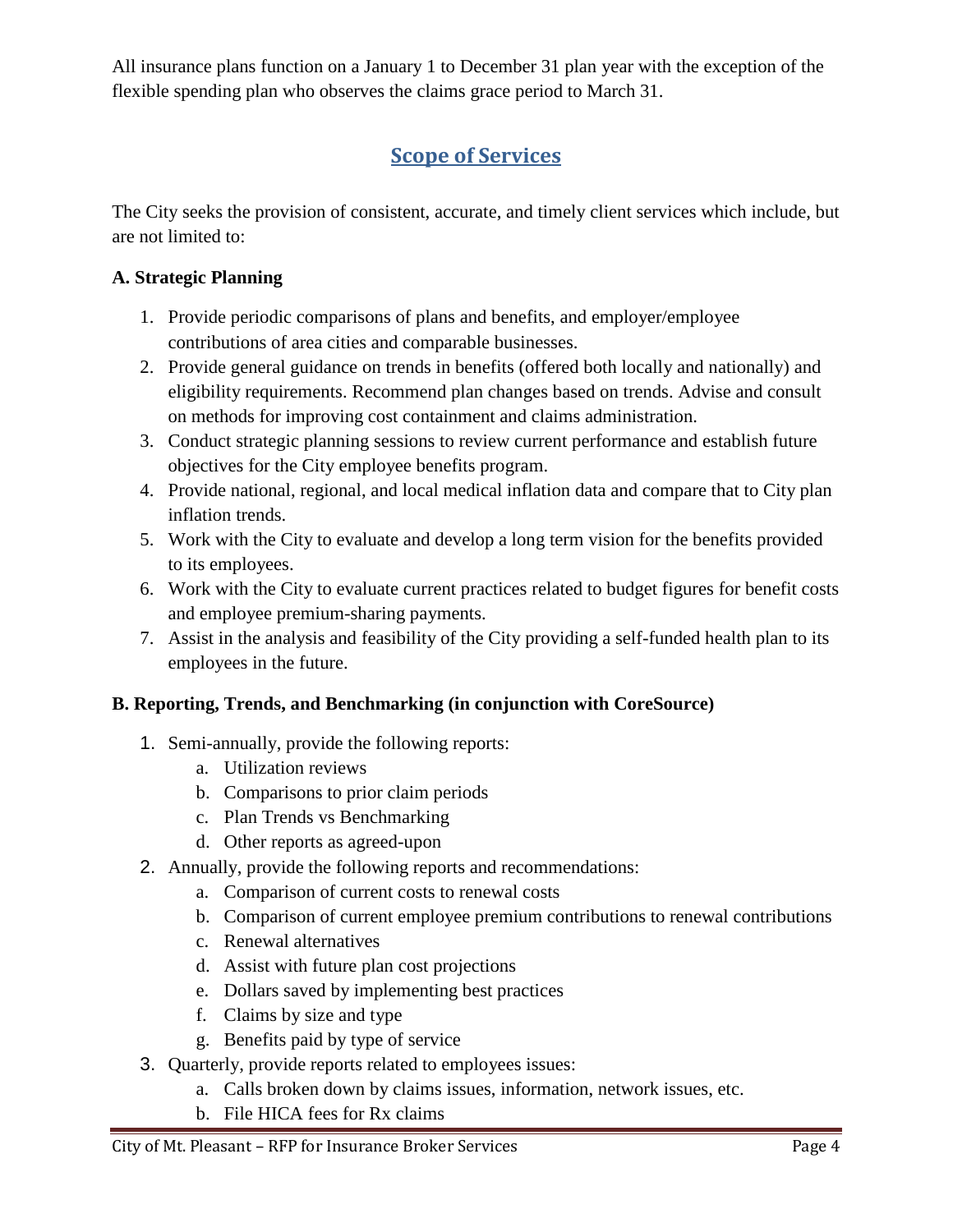All insurance plans function on a January 1 to December 31 plan year with the exception of the flexible spending plan who observes the claims grace period to March 31.

## Scope of Services

The City seeks the provision of consistent, accurate, and timely client services which include, but are not limited to:

**A. Strategic Planning**

1. Provide periodic comparisons of plans and benefits, and employer/employee contributions of area cities and comparable businesses.
2. Provide general guidance on trends in benefits (offered both locally and nationally) and eligibility requirements. Recommend plan changes based on trends. Advise and consult on methods for improving cost containment and claims administration.
3. Conduct strategic planning sessions to review current performance and establish future objectives for the City employee benefits program.
4. Provide national, regional, and local medical inflation data and compare that to City plan inflation trends.
5. Work with the City to evaluate and develop a long term vision for the benefits provided to its employees.
6. Work with the City to evaluate current practices related to budget figures for benefit costs and employee premium-sharing payments.
7. Assist in the analysis and feasibility of the City providing a self-funded health plan to its employees in the future.

**B. Reporting, Trends, and Benchmarking (in conjunction with CoreSource)**

1. Semi-annually, provide the following reports:
   a. Utilization reviews
   b. Comparisons to prior claim periods
   c. Plan Trends vs Benchmarking
   d. Other reports as agreed-upon
2. Annually, provide the following reports and recommendations:
   a. Comparison of current costs to renewal costs
   b. Comparison of current employee premium contributions to renewal contributions
   c. Renewal alternatives
   d. Assist with future plan cost projections
   e. Dollars saved by implementing best practices
   f. Claims by size and type
   g. Benefits paid by type of service
3. Quarterly, provide reports related to employees issues:
   a. Calls broken down by claims issues, information, network issues, etc.
   b. File HICA fees for Rx claims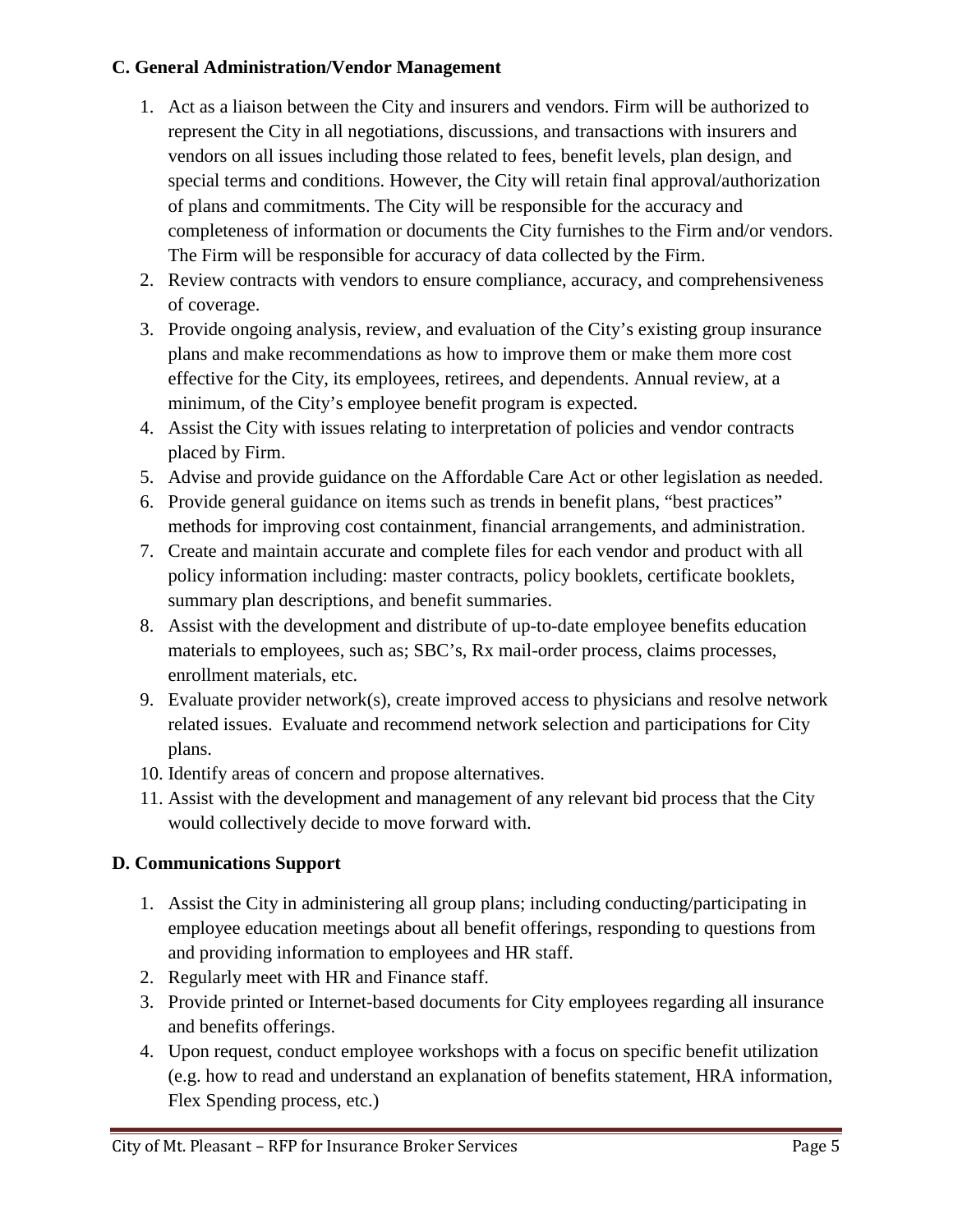### C. General Administration/Vendor Management

1. Act as a liaison between the City and insurers and vendors. Firm will be authorized to represent the City in all negotiations, discussions, and transactions with insurers and vendors on all issues including those related to fees, benefit levels, plan design, and special terms and conditions. However, the City will retain final approval/authorization of plans and commitments. The City will be responsible for the accuracy and completeness of information or documents the City furnishes to the Firm and/or vendors. The Firm will be responsible for accuracy of data collected by the Firm.
2. Review contracts with vendors to ensure compliance, accuracy, and comprehensiveness of coverage.
3. Provide ongoing analysis, review, and evaluation of the City's existing group insurance plans and make recommendations as how to improve them or make them more cost effective for the City, its employees, retirees, and dependents. Annual review, at a minimum, of the City's employee benefit program is expected.
4. Assist the City with issues relating to interpretation of policies and vendor contracts placed by Firm.
5. Advise and provide guidance on the Affordable Care Act or other legislation as needed.
6. Provide general guidance on items such as trends in benefit plans, "best practices" methods for improving cost containment, financial arrangements, and administration.
7. Create and maintain accurate and complete files for each vendor and product with all policy information including: master contracts, policy booklets, certificate booklets, summary plan descriptions, and benefit summaries.
8. Assist with the development and distribute of up-to-date employee benefits education materials to employees, such as; SBC's, Rx mail-order process, claims processes, enrollment materials, etc.
9. Evaluate provider network(s), create improved access to physicians and resolve network related issues. Evaluate and recommend network selection and participations for City plans.
10. Identify areas of concern and propose alternatives.
11. Assist with the development and management of any relevant bid process that the City would collectively decide to move forward with.

### D. Communications Support

1. Assist the City in administering all group plans; including conducting/participating in employee education meetings about all benefit offerings, responding to questions from and providing information to employees and HR staff.
2. Regularly meet with HR and Finance staff.
3. Provide printed or Internet-based documents for City employees regarding all insurance and benefits offerings.
4. Upon request, conduct employee workshops with a focus on specific benefit utilization (e.g. how to read and understand an explanation of benefits statement, HRA information, Flex Spending process, etc.)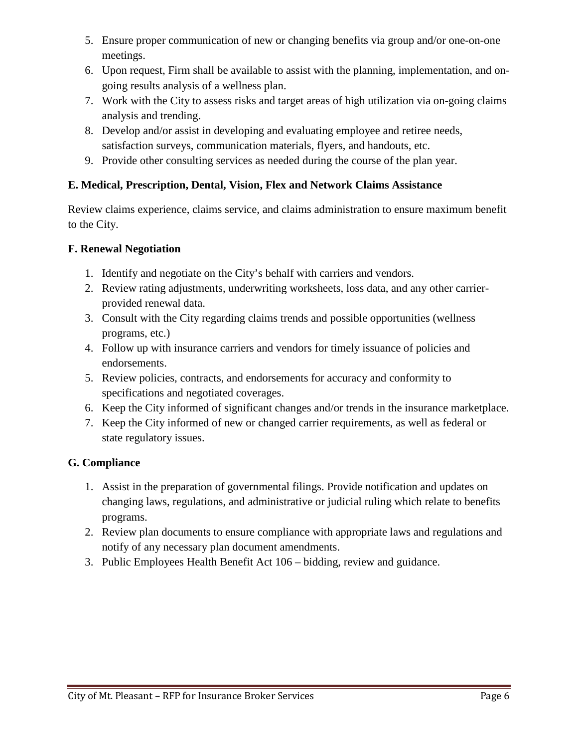5. Ensure proper communication of new or changing benefits via group and/or one-on-one meetings.
6. Upon request, Firm shall be available to assist with the planning, implementation, and on-going results analysis of a wellness plan.
7. Work with the City to assess risks and target areas of high utilization via on-going claims analysis and trending.
8. Develop and/or assist in developing and evaluating employee and retiree needs, satisfaction surveys, communication materials, flyers, and handouts, etc.
9. Provide other consulting services as needed during the course of the plan year.

**E. Medical, Prescription, Dental, Vision, Flex and Network Claims Assistance**

Review claims experience, claims service, and claims administration to ensure maximum benefit to the City.

**F. Renewal Negotiation**

1. Identify and negotiate on the City's behalf with carriers and vendors.
2. Review rating adjustments, underwriting worksheets, loss data, and any other carrier-provided renewal data.
3. Consult with the City regarding claims trends and possible opportunities (wellness programs, etc.)
4. Follow up with insurance carriers and vendors for timely issuance of policies and endorsements.
5. Review policies, contracts, and endorsements for accuracy and conformity to specifications and negotiated coverages.
6. Keep the City informed of significant changes and/or trends in the insurance marketplace.
7. Keep the City informed of new or changed carrier requirements, as well as federal or state regulatory issues.

**G. Compliance**

1. Assist in the preparation of governmental filings. Provide notification and updates on changing laws, regulations, and administrative or judicial ruling which relate to benefits programs.
2. Review plan documents to ensure compliance with appropriate laws and regulations and notify of any necessary plan document amendments.
3. Public Employees Health Benefit Act 106 – bidding, review and guidance.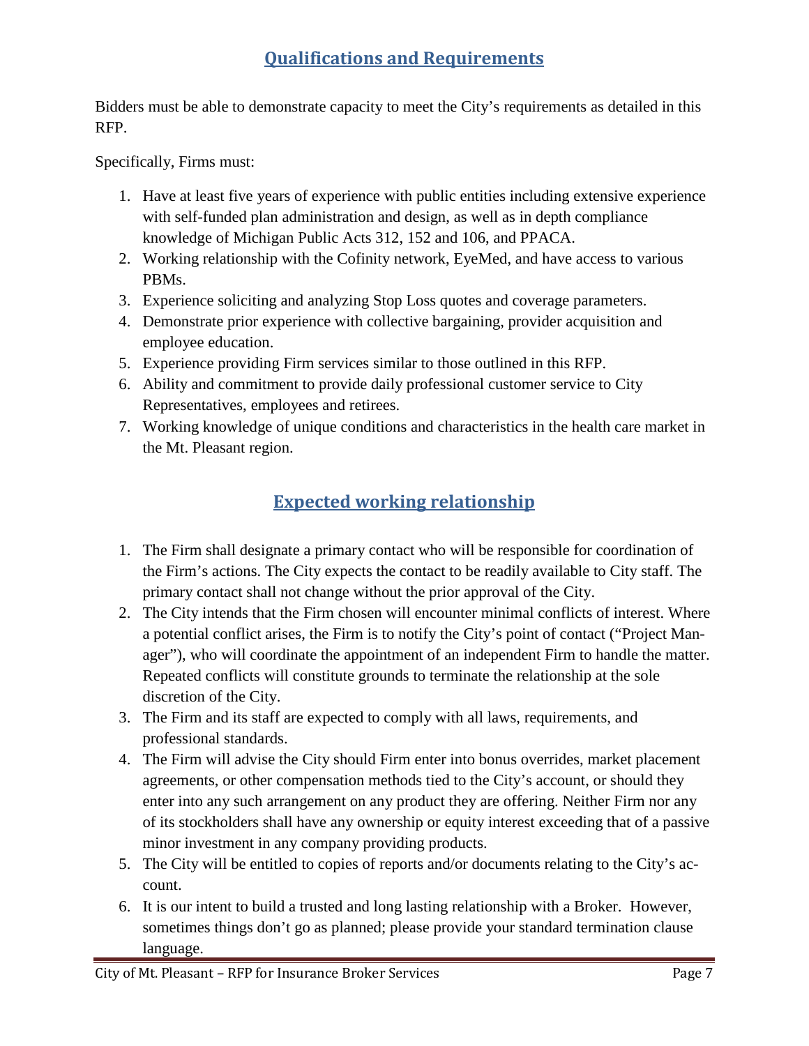## Qualifications and Requirements

Bidders must be able to demonstrate capacity to meet the City's requirements as detailed in this RFP.

Specifically, Firms must:

1. Have at least five years of experience with public entities including extensive experience with self-funded plan administration and design, as well as in depth compliance knowledge of Michigan Public Acts 312, 152 and 106, and PPACA.
2. Working relationship with the Cofinity network, EyeMed, and have access to various PBMs.
3. Experience soliciting and analyzing Stop Loss quotes and coverage parameters.
4. Demonstrate prior experience with collective bargaining, provider acquisition and employee education.
5. Experience providing Firm services similar to those outlined in this RFP.
6. Ability and commitment to provide daily professional customer service to City Representatives, employees and retirees.
7. Working knowledge of unique conditions and characteristics in the health care market in the Mt. Pleasant region.

## Expected working relationship

1. The Firm shall designate a primary contact who will be responsible for coordination of the Firm's actions. The City expects the contact to be readily available to City staff. The primary contact shall not change without the prior approval of the City.
2. The City intends that the Firm chosen will encounter minimal conflicts of interest. Where a potential conflict arises, the Firm is to notify the City's point of contact ("Project Manager"), who will coordinate the appointment of an independent Firm to handle the matter. Repeated conflicts will constitute grounds to terminate the relationship at the sole discretion of the City.
3. The Firm and its staff are expected to comply with all laws, requirements, and professional standards.
4. The Firm will advise the City should Firm enter into bonus overrides, market placement agreements, or other compensation methods tied to the City's account, or should they enter into any such arrangement on any product they are offering. Neither Firm nor any of its stockholders shall have any ownership or equity interest exceeding that of a passive minor investment in any company providing products.
5. The City will be entitled to copies of reports and/or documents relating to the City's account.
6. It is our intent to build a trusted and long lasting relationship with a Broker. However, sometimes things don't go as planned; please provide your standard termination clause language.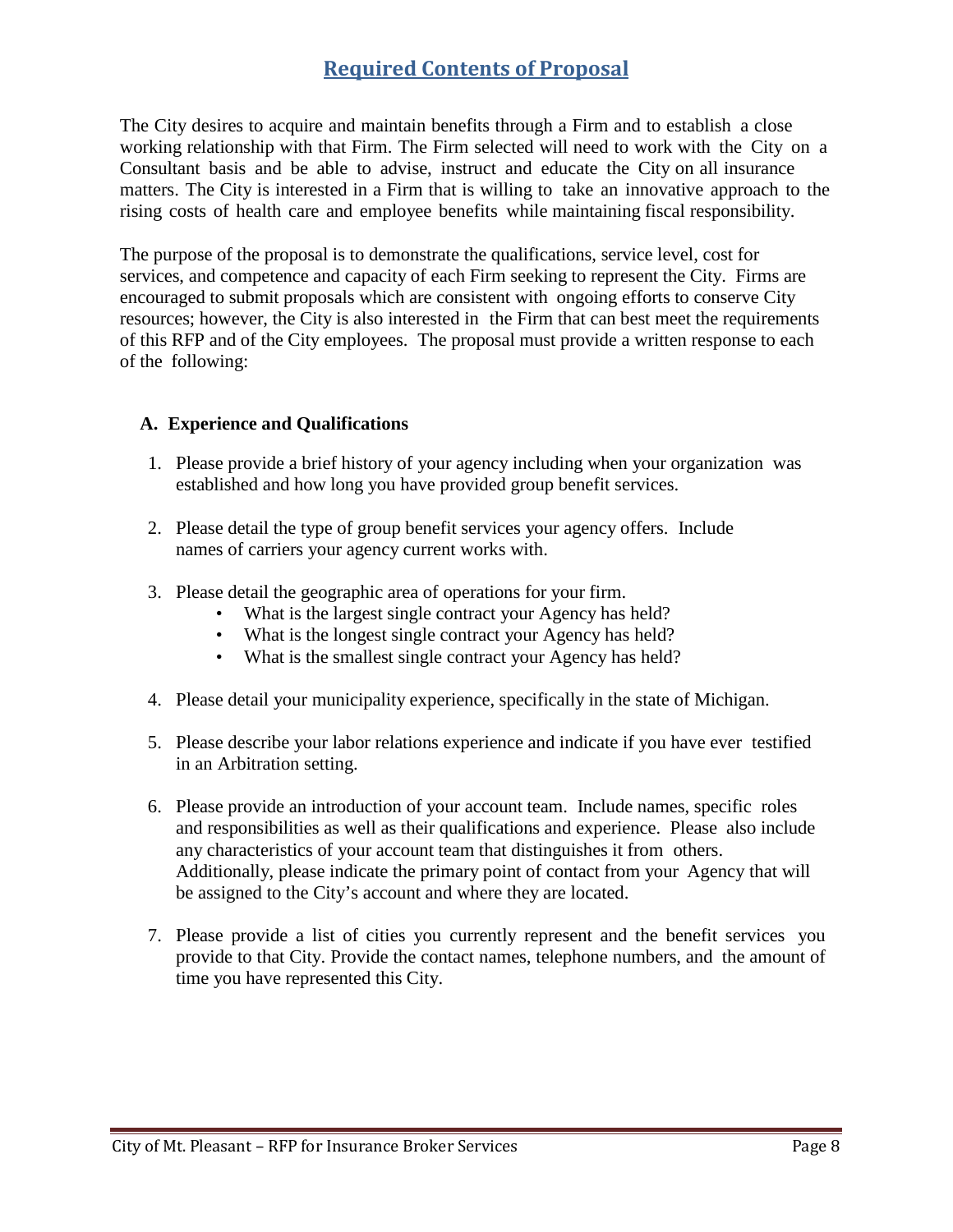# Required Contents of Proposal

The City desires to acquire and maintain benefits through a Firm and to establish a close working relationship with that Firm. The Firm selected will need to work with the City on a Consultant basis and be able to advise, instruct and educate the City on all insurance matters. The City is interested in a Firm that is willing to take an innovative approach to the rising costs of health care and employee benefits while maintaining fiscal responsibility.

The purpose of the proposal is to demonstrate the qualifications, service level, cost for services, and competence and capacity of each Firm seeking to represent the City. Firms are encouraged to submit proposals which are consistent with ongoing efforts to conserve City resources; however, the City is also interested in the Firm that can best meet the requirements of this RFP and of the City employees. The proposal must provide a written response to each of the following:

**A. Experience and Qualifications**

1. Please provide a brief history of your agency including when your organization was established and how long you have provided group benefit services.

2. Please detail the type of group benefit services your agency offers. Include names of carriers your agency current works with.

3. Please detail the geographic area of operations for your firm.
   - What is the largest single contract your Agency has held?
   - What is the longest single contract your Agency has held?
   - What is the smallest single contract your Agency has held?

4. Please detail your municipality experience, specifically in the state of Michigan.

5. Please describe your labor relations experience and indicate if you have ever testified in an Arbitration setting.

6. Please provide an introduction of your account team. Include names, specific roles and responsibilities as well as their qualifications and experience. Please also include any characteristics of your account team that distinguishes it from others. Additionally, please indicate the primary point of contact from your Agency that will be assigned to the City's account and where they are located.

7. Please provide a list of cities you currently represent and the benefit services you provide to that City. Provide the contact names, telephone numbers, and the amount of time you have represented this City.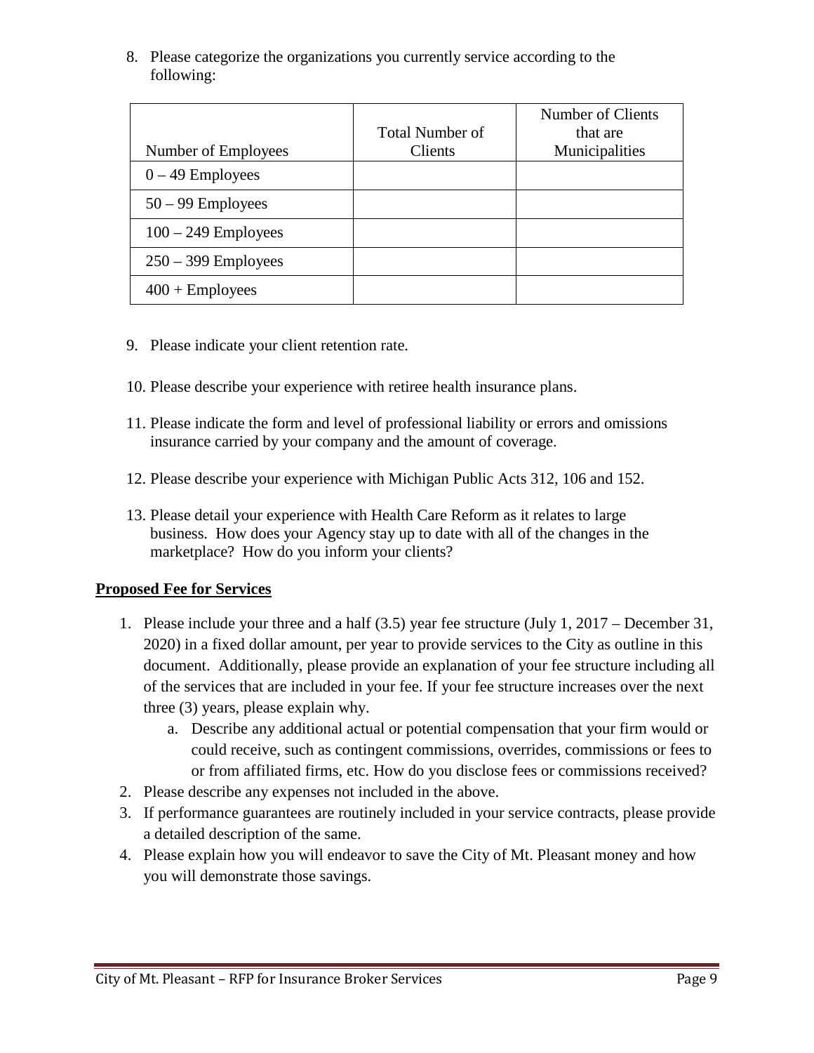8. Please categorize the organizations you currently service according to the following:

| Number of Employees | Total Number of Clients | Number of Clients that are Municipalities |
|---|---|---|
| 0 – 49 Employees | | |
| 50 – 99 Employees | | |
| 100 – 249 Employees | | |
| 250 – 399 Employees | | |
| 400 + Employees | | |

9. Please indicate your client retention rate.

10. Please describe your experience with retiree health insurance plans.

11. Please indicate the form and level of professional liability or errors and omissions insurance carried by your company and the amount of coverage.

12. Please describe your experience with Michigan Public Acts 312, 106 and 152.

13. Please detail your experience with Health Care Reform as it relates to large business. How does your Agency stay up to date with all of the changes in the marketplace? How do you inform your clients?

**Proposed Fee for Services**

1. Please include your three and a half (3.5) year fee structure (July 1, 2017 – December 31, 2020) in a fixed dollar amount, per year to provide services to the City as outline in this document. Additionally, please provide an explanation of your fee structure including all of the services that are included in your fee. If your fee structure increases over the next three (3) years, please explain why.
   a. Describe any additional actual or potential compensation that your firm would or could receive, such as contingent commissions, overrides, commissions or fees to or from affiliated firms, etc. How do you disclose fees or commissions received?
2. Please describe any expenses not included in the above.
3. If performance guarantees are routinely included in your service contracts, please provide a detailed description of the same.
4. Please explain how you will endeavor to save the City of Mt. Pleasant money and how you will demonstrate those savings.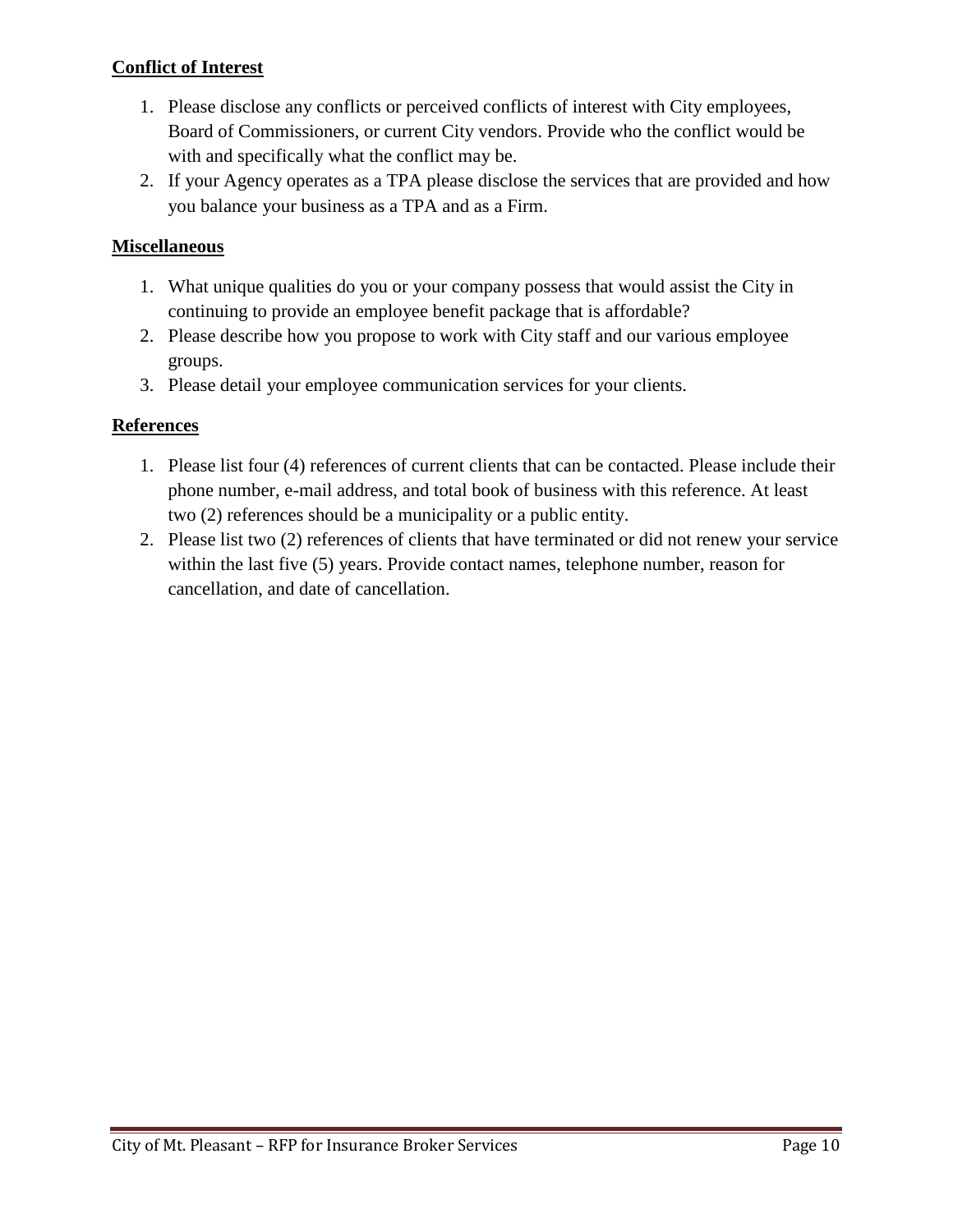**Conflict of Interest**

1. Please disclose any conflicts or perceived conflicts of interest with City employees, Board of Commissioners, or current City vendors. Provide who the conflict would be with and specifically what the conflict may be.
2. If your Agency operates as a TPA please disclose the services that are provided and how you balance your business as a TPA and as a Firm.

**Miscellaneous**

1. What unique qualities do you or your company possess that would assist the City in continuing to provide an employee benefit package that is affordable?
2. Please describe how you propose to work with City staff and our various employee groups.
3. Please detail your employee communication services for your clients.

**References**

1. Please list four (4) references of current clients that can be contacted. Please include their phone number, e-mail address, and total book of business with this reference. At least two (2) references should be a municipality or a public entity.
2. Please list two (2) references of clients that have terminated or did not renew your service within the last five (5) years. Provide contact names, telephone number, reason for cancellation, and date of cancellation.